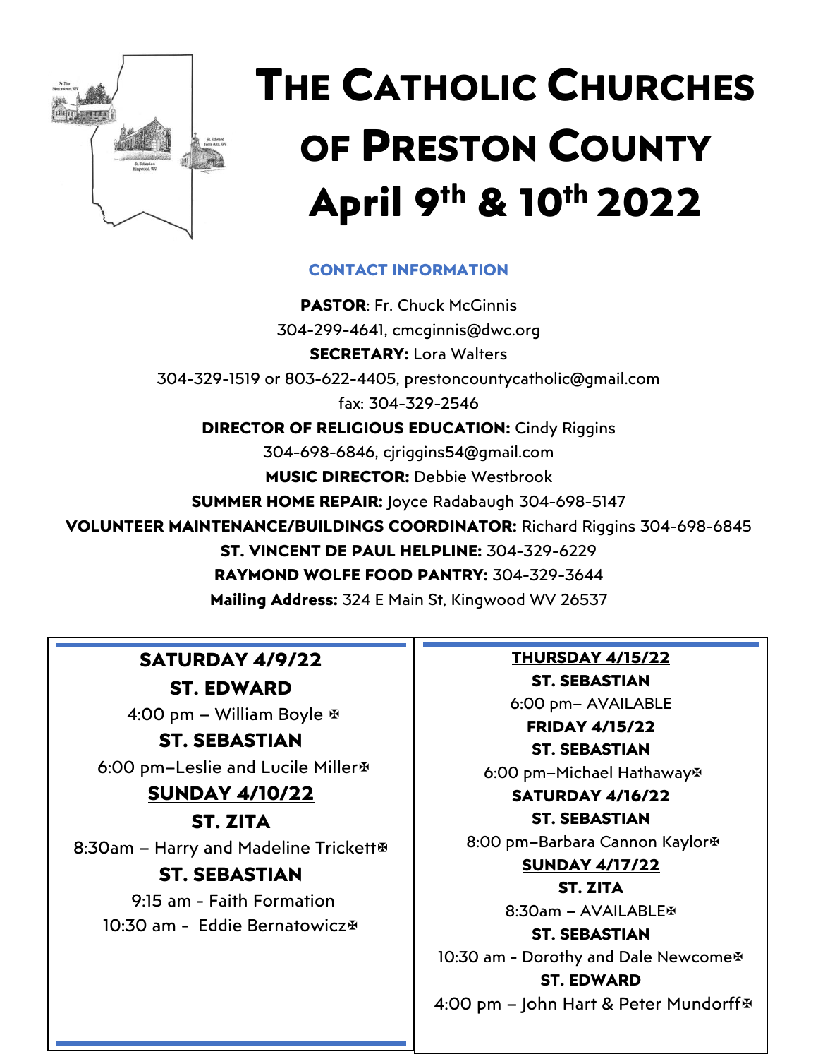# The Catholic Churches of Preston County

## April 9th & 10th 2022

### CONTACT INFORMATION

**PASTOR**: Fr. Chuck McGinnis
304-299-4641, cmcginnis@dwc.org

**SECRETARY:** Lora Walters
304-329-1519 or 803-622-4405, prestoncountycatholic@gmail.com
fax: 304-329-2546

**DIRECTOR OF RELIGIOUS EDUCATION:** Cindy Riggins
304-698-6846, cjriggins54@gmail.com

**MUSIC DIRECTOR:** Debbie Westbrook

**SUMMER HOME REPAIR:** Joyce Radabaugh 304-698-5147

**VOLUNTEER MAINTENANCE/BUILDINGS COORDINATOR:** Richard Riggins 304-698-6845

**ST. VINCENT DE PAUL HELPLINE:** 304-329-6229

**RAYMOND WOLFE FOOD PANTRY:** 304-329-3644

**Mailing Address:** 324 E Main St, Kingwood WV 26537

**SATURDAY 4/9/22**

**ST. EDWARD**
4:00 pm – William Boyle ✠

**ST. SEBASTIAN**
6:00 pm–Leslie and Lucile Miller✠

**SUNDAY 4/10/22**

**ST. ZITA**
8:30am – Harry and Madeline Trickett✠

**ST. SEBASTIAN**
9:15 am - Faith Formation
10:30 am - Eddie Bernatowicz✠

**THURSDAY 4/15/22**

**ST. SEBASTIAN**
6:00 pm– AVAILABLE

**FRIDAY 4/15/22**

**ST. SEBASTIAN**
6:00 pm–Michael Hathaway✠

**SATURDAY 4/16/22**

**ST. SEBASTIAN**
8:00 pm–Barbara Cannon Kaylor✠

**SUNDAY 4/17/22**

**ST. ZITA**
8:30am – AVAILABLE✠

**ST. SEBASTIAN**
10:30 am - Dorothy and Dale Newcome✠

**ST. EDWARD**
4:00 pm – John Hart & Peter Mundorff✠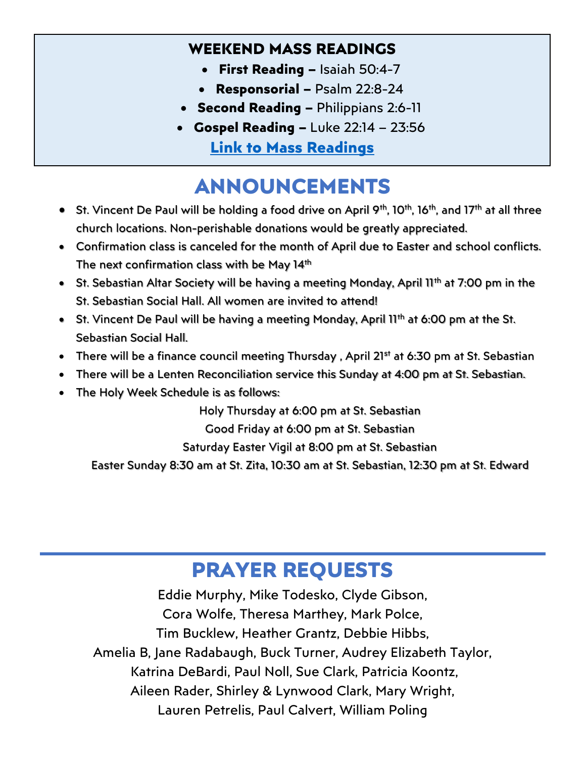## WEEKEND MASS READINGS

- **First Reading –** Isaiah 50:4-7
- **Responsorial –** Psalm 22:8-24
- **Second Reading –** Philippians 2:6-11
- **Gospel Reading –** Luke 22:14 – 23:56

**Link to Mass Readings**

# ANNOUNCEMENTS

- St. Vincent De Paul will be holding a food drive on April 9th, 10th, 16th, and 17th at all three church locations. Non-perishable donations would be greatly appreciated.
- Confirmation class is canceled for the month of April due to Easter and school conflicts. The next confirmation class with be May 14th
- St. Sebastian Altar Society will be having a meeting Monday, April 11th at 7:00 pm in the St. Sebastian Social Hall. All women are invited to attend!
- St. Vincent De Paul will be having a meeting Monday, April 11th at 6:00 pm at the St. Sebastian Social Hall.
- There will be a finance council meeting Thursday , April 21st at 6:30 pm at St. Sebastian
- There will be a Lenten Reconciliation service this Sunday at 4:00 pm at St. Sebastian.
- The Holy Week Schedule is as follows:

Holy Thursday at 6:00 pm at St. Sebastian

Good Friday at 6:00 pm at St. Sebastian

Saturday Easter Vigil at 8:00 pm at St. Sebastian

Easter Sunday 8:30 am at St. Zita, 10:30 am at St. Sebastian, 12:30 pm at St. Edward

# PRAYER REQUESTS

Eddie Murphy, Mike Todesko, Clyde Gibson,
Cora Wolfe, Theresa Marthey, Mark Polce,
Tim Bucklew, Heather Grantz, Debbie Hibbs,
Amelia B, Jane Radabaugh, Buck Turner, Audrey Elizabeth Taylor,
Katrina DeBardi, Paul Noll, Sue Clark, Patricia Koontz,
Aileen Rader, Shirley & Lynwood Clark, Mary Wright,
Lauren Petrelis, Paul Calvert, William Poling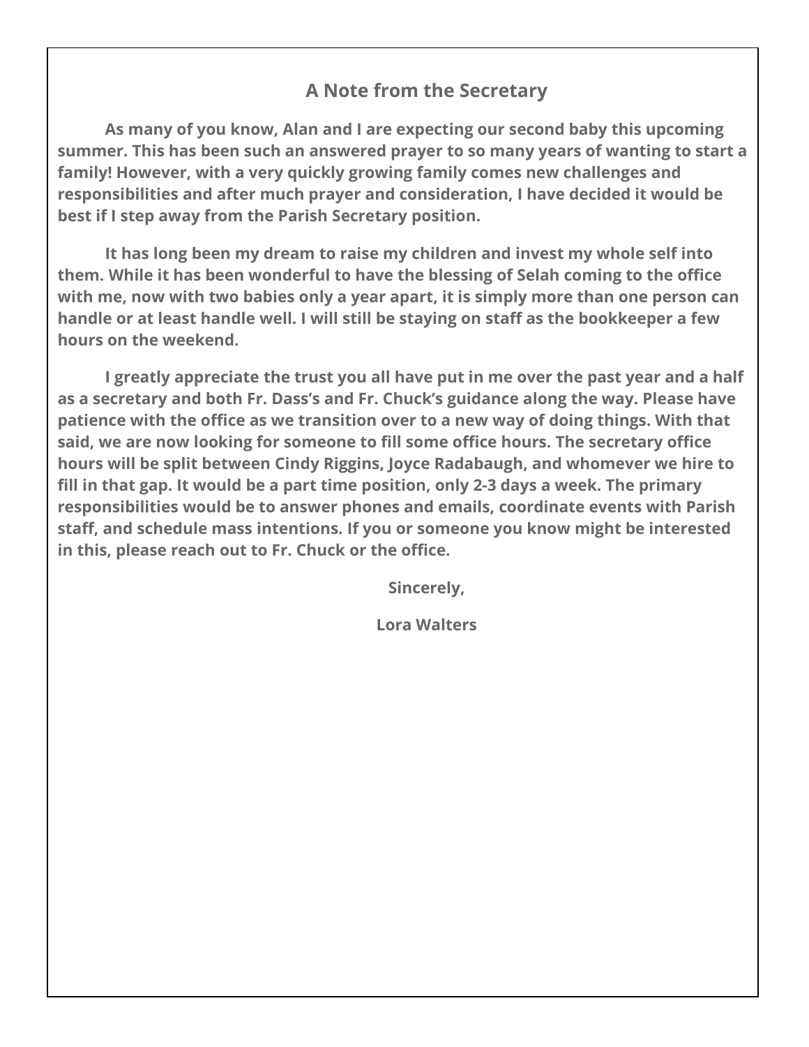## A Note from the Secretary

As many of you know, Alan and I are expecting our second baby this upcoming summer. This has been such an answered prayer to so many years of wanting to start a family! However, with a very quickly growing family comes new challenges and responsibilities and after much prayer and consideration, I have decided it would be best if I step away from the Parish Secretary position.

It has long been my dream to raise my children and invest my whole self into them. While it has been wonderful to have the blessing of Selah coming to the office with me, now with two babies only a year apart, it is simply more than one person can handle or at least handle well. I will still be staying on staff as the bookkeeper a few hours on the weekend.

I greatly appreciate the trust you all have put in me over the past year and a half as a secretary and both Fr. Dass's and Fr. Chuck's guidance along the way. Please have patience with the office as we transition over to a new way of doing things. With that said, we are now looking for someone to fill some office hours. The secretary office hours will be split between Cindy Riggins, Joyce Radabaugh, and whomever we hire to fill in that gap. It would be a part time position, only 2-3 days a week. The primary responsibilities would be to answer phones and emails, coordinate events with Parish staff, and schedule mass intentions. If you or someone you know might be interested in this, please reach out to Fr. Chuck or the office.

Sincerely,

Lora Walters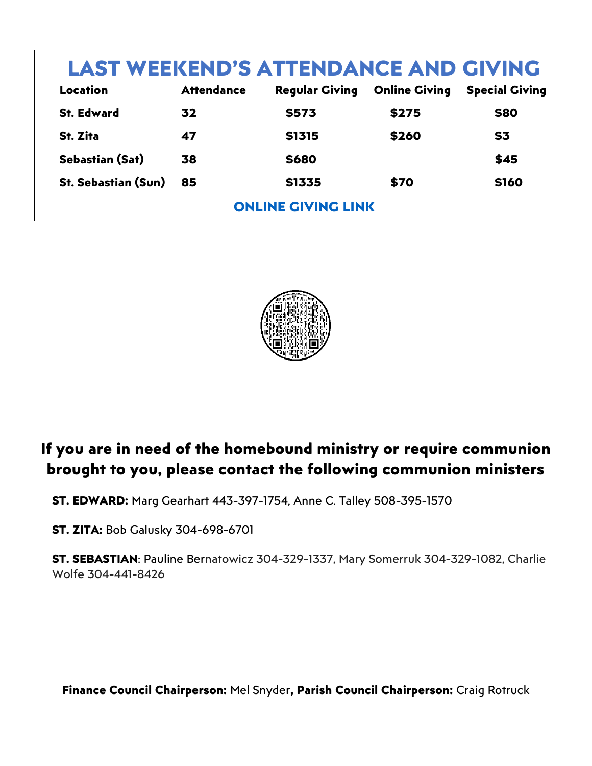## LAST WEEKEND'S ATTENDANCE AND GIVING

| Location | Attendance | Regular Giving | Online Giving | Special Giving |
| --- | --- | --- | --- | --- |
| **St. Edward** | **32** | **$573** | **$275** | **$80** |
| **St. Zita** | **47** | **$1315** | **$260** | **$3** |
| **Sebastian (Sat)** | **38** | **$680** | | **$45** |
| **St. Sebastian (Sun)** | **85** | **$1335** | **$70** | **$160** |

**ONLINE GIVING LINK**

## If you are in need of the homebound ministry or require communion brought to you, please contact the following communion ministers

**ST. EDWARD:** Marg Gearhart 443-397-1754, Anne C. Talley 508-395-1570

**ST. ZITA:** Bob Galusky 304-698-6701

**ST. SEBASTIAN**: Pauline Bernatowicz 304-329-1337, Mary Somerruk 304-329-1082, Charlie Wolfe 304-441-8426

**Finance Council Chairperson:** Mel Snyder**, Parish Council Chairperson:** Craig Rotruck